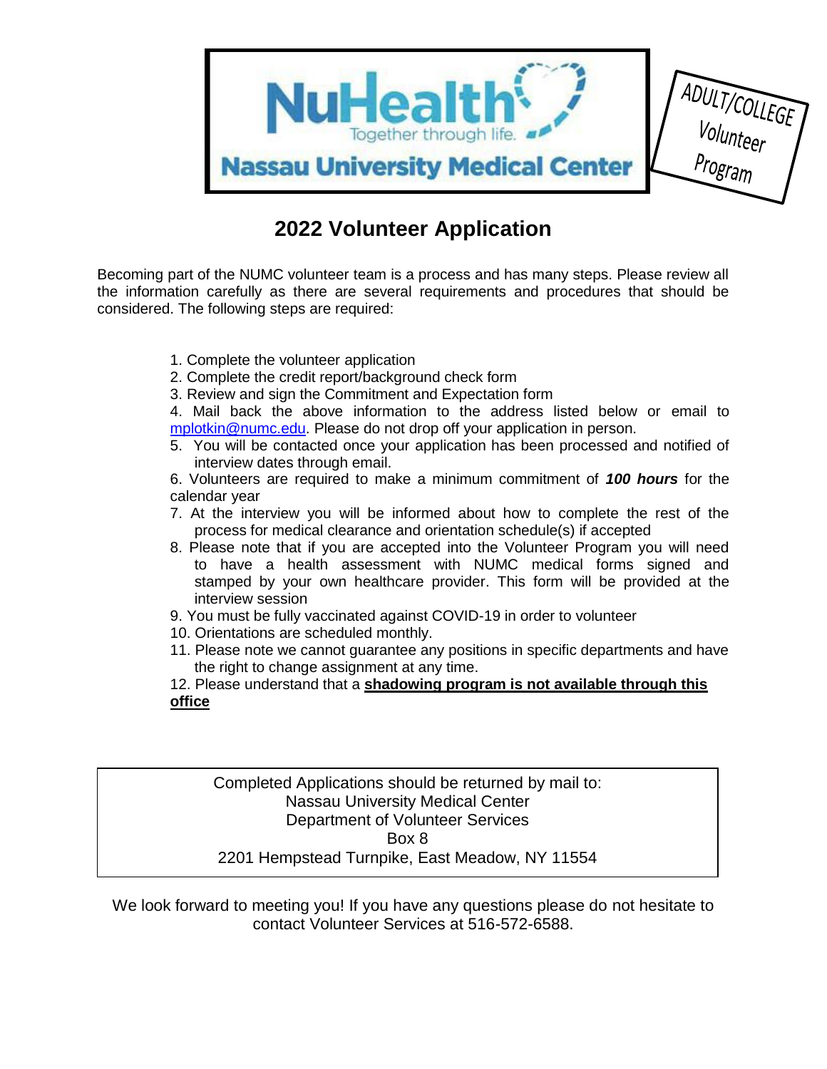NuHealth Together through life.

Nassau University Medical Center

ADULT/COLLEGE Volunteer Program

# 2022 Volunteer Application

Becoming part of the NUMC volunteer team is a process and has many steps. Please review all the information carefully as there are several requirements and procedures that should be considered. The following steps are required:

1. Complete the volunteer application
2. Complete the credit report/background check form
3. Review and sign the Commitment and Expectation form
4. Mail back the above information to the address listed below or email to mplotkin@numc.edu. Please do not drop off your application in person.
5. You will be contacted once your application has been processed and notified of interview dates through email.
6. Volunteers are required to make a minimum commitment of ***100 hours*** for the calendar year
7. At the interview you will be informed about how to complete the rest of the process for medical clearance and orientation schedule(s) if accepted
8. Please note that if you are accepted into the Volunteer Program you will need to have a health assessment with NUMC medical forms signed and stamped by your own healthcare provider. This form will be provided at the interview session
9. You must be fully vaccinated against COVID-19 in order to volunteer
10. Orientations are scheduled monthly.
11. Please note we cannot guarantee any positions in specific departments and have the right to change assignment at any time.
12. Please understand that a **shadowing program is not available through this office**

Completed Applications should be returned by mail to:
Nassau University Medical Center
Department of Volunteer Services
Box 8
2201 Hempstead Turnpike, East Meadow, NY 11554

We look forward to meeting you! If you have any questions please do not hesitate to contact Volunteer Services at 516-572-6588.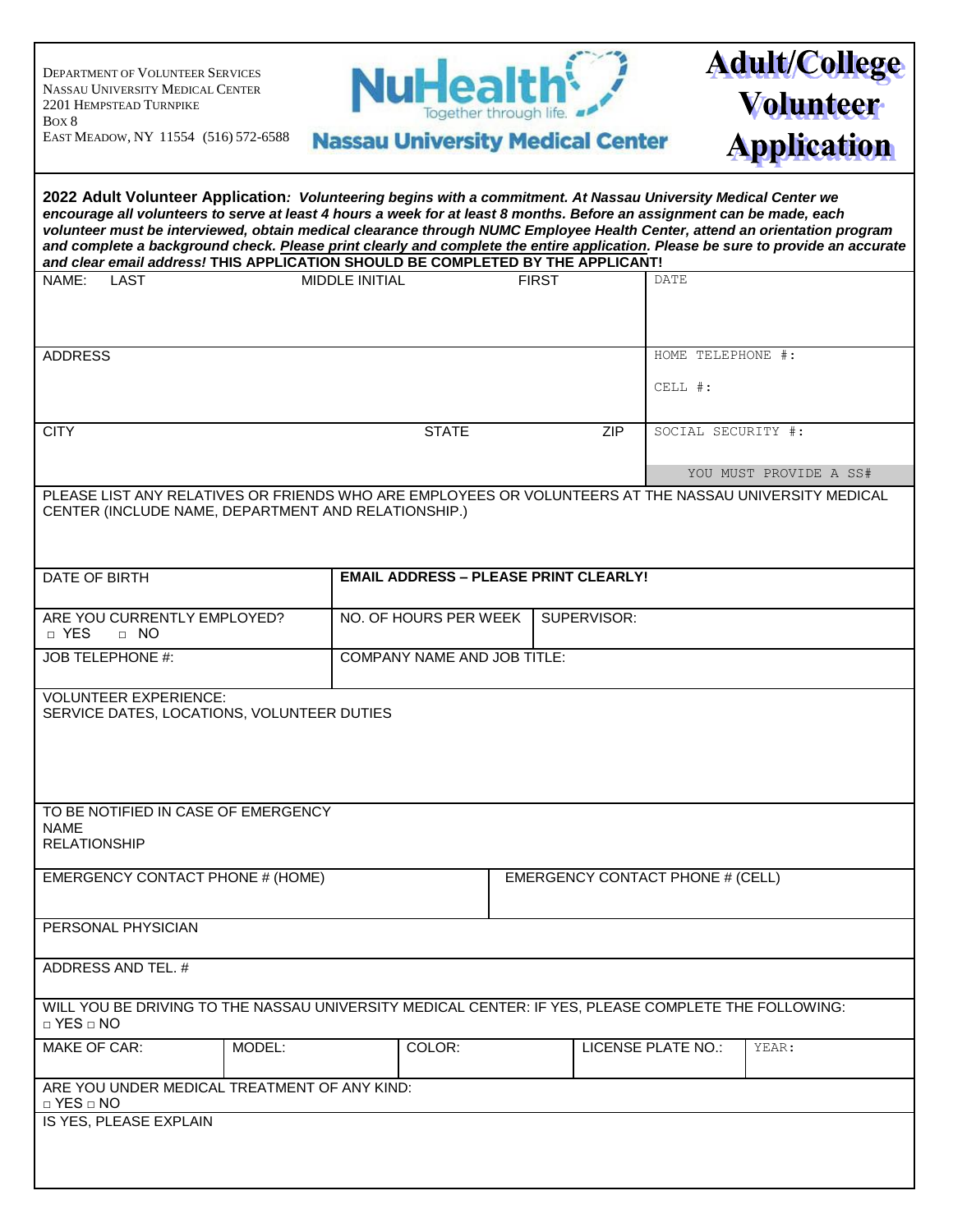Department of Volunteer Services
Nassau University Medical Center
2201 Hempstead Turnpike
Box 8
East Meadow, NY 11554 (516) 572-6588

**NuHealth** Together through life.
**Nassau University Medical Center**

# Adult/College Volunteer Application

**2022 Adult Volunteer Application**: ***Volunteering begins with a commitment. At Nassau University Medical Center we encourage all volunteers to serve at least 4 hours a week for at least 8 months. Before an assignment can be made, each volunteer must be interviewed, obtain medical clearance through NUMC Employee Health Center, attend an orientation program and complete a background check. Please print clearly and complete the entire application. Please be sure to provide an accurate and clear email address!*** **THIS APPLICATION SHOULD BE COMPLETED BY THE APPLICANT!**

| NAME: LAST | MIDDLE INITIAL | FIRST | DATE |
|---|---|---|---|
| | | | |

| ADDRESS | HOME TELEPHONE #: CELL #: |
|---|---|
| | |

| CITY | STATE | ZIP | SOCIAL SECURITY #: |
|---|---|---|---|
| | | | YOU MUST PROVIDE A SS# |

PLEASE LIST ANY RELATIVES OR FRIENDS WHO ARE EMPLOYEES OR VOLUNTEERS AT THE NASSAU UNIVERSITY MEDICAL CENTER (INCLUDE NAME, DEPARTMENT AND RELATIONSHIP.)

| DATE OF BIRTH | **EMAIL ADDRESS – PLEASE PRINT CLEARLY!** | |
|---|---|---|
| ARE YOU CURRENTLY EMPLOYED? □ YES □ NO | NO. OF HOURS PER WEEK | SUPERVISOR: |
| JOB TELEPHONE #: | COMPANY NAME AND JOB TITLE: | |

VOLUNTEER EXPERIENCE:
SERVICE DATES, LOCATIONS, VOLUNTEER DUTIES

TO BE NOTIFIED IN CASE OF EMERGENCY
NAME
RELATIONSHIP

| EMERGENCY CONTACT PHONE # (HOME) | EMERGENCY CONTACT PHONE # (CELL) |
|---|---|
| | |

PERSONAL PHYSICIAN

ADDRESS AND TEL. #

WILL YOU BE DRIVING TO THE NASSAU UNIVERSITY MEDICAL CENTER: IF YES, PLEASE COMPLETE THE FOLLOWING:
□ YES □ NO

| MAKE OF CAR: | MODEL: | COLOR: | LICENSE PLATE NO.: | YEAR: |
|---|---|---|---|---|
| | | | | |

ARE YOU UNDER MEDICAL TREATMENT OF ANY KIND:
□ YES □ NO

IS YES, PLEASE EXPLAIN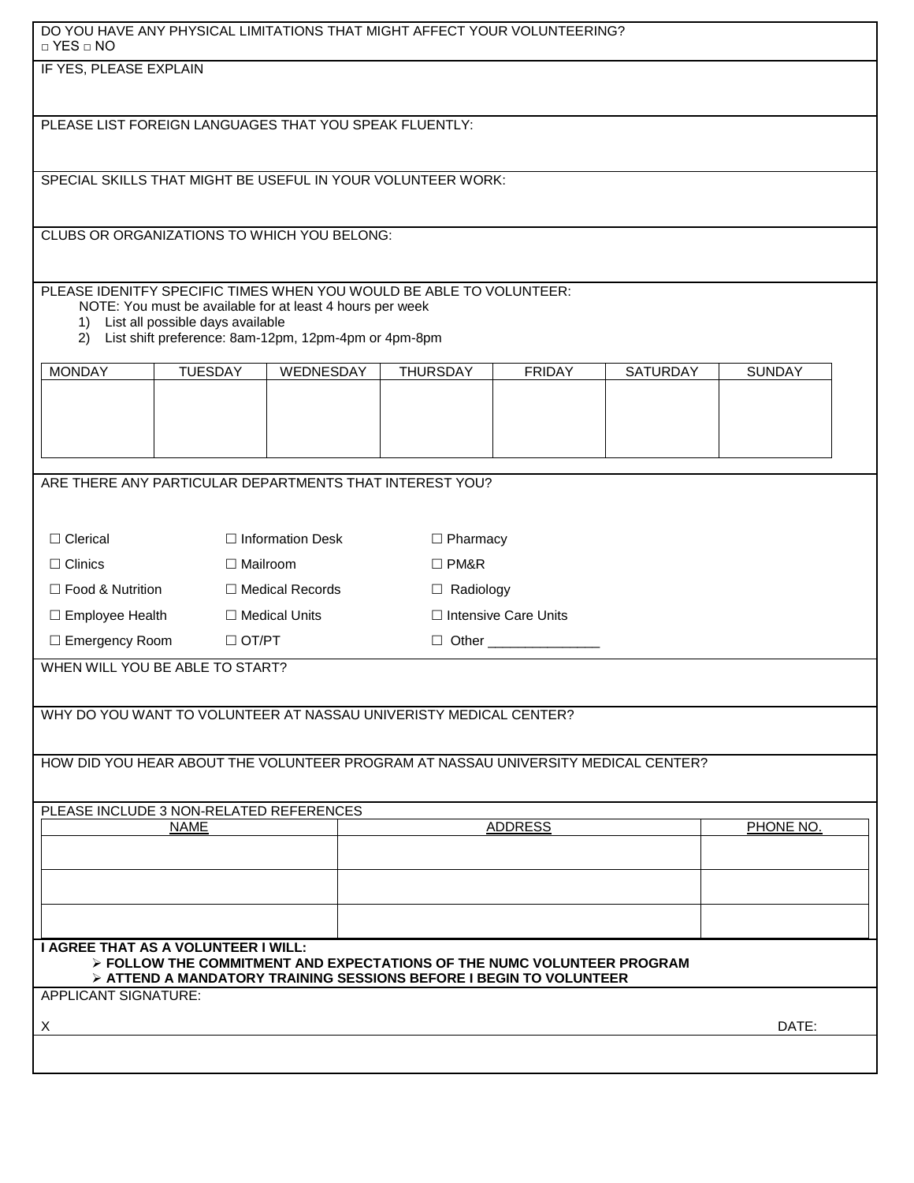DO YOU HAVE ANY PHYSICAL LIMITATIONS THAT MIGHT AFFECT YOUR VOLUNTEERING?
□ YES □ NO

IF YES, PLEASE EXPLAIN

PLEASE LIST FOREIGN LANGUAGES THAT YOU SPEAK FLUENTLY:

SPECIAL SKILLS THAT MIGHT BE USEFUL IN YOUR VOLUNTEER WORK:

CLUBS OR ORGANIZATIONS TO WHICH YOU BELONG:

PLEASE IDENITFY SPECIFIC TIMES WHEN YOU WOULD BE ABLE TO VOLUNTEER:

NOTE: You must be available for at least 4 hours per week

1) List all possible days available
2) List shift preference: 8am-12pm, 12pm-4pm or 4pm-8pm

| MONDAY | TUESDAY | WEDNESDAY | THURSDAY | FRIDAY | SATURDAY | SUNDAY |
|---|---|---|---|---|---|---|
| | | | | | | |

ARE THERE ANY PARTICULAR DEPARTMENTS THAT INTEREST YOU?

| | | |
|---|---|---|
| ☐ Clerical | ☐ Information Desk | ☐ Pharmacy |
| ☐ Clinics | ☐ Mailroom | ☐ PM&R |
| ☐ Food & Nutrition | ☐ Medical Records | ☐ Radiology |
| ☐ Employee Health | ☐ Medical Units | ☐ Intensive Care Units |
| ☐ Emergency Room | ☐ OT/PT | ☐ Other _______________ |

WHEN WILL YOU BE ABLE TO START?

WHY DO YOU WANT TO VOLUNTEER AT NASSAU UNIVERISTY MEDICAL CENTER?

HOW DID YOU HEAR ABOUT THE VOLUNTEER PROGRAM AT NASSAU UNIVERSITY MEDICAL CENTER?

PLEASE INCLUDE 3 NON-RELATED REFERENCES

| NAME | ADDRESS | PHONE NO. |
|---|---|---|
| | | |
| | | |
| | | |

**I AGREE THAT AS A VOLUNTEER I WILL:**

- **FOLLOW THE COMMITMENT AND EXPECTATIONS OF THE NUMC VOLUNTEER PROGRAM**
- **ATTEND A MANDATORY TRAINING SESSIONS BEFORE I BEGIN TO VOLUNTEER**

APPLICANT SIGNATURE:

X DATE: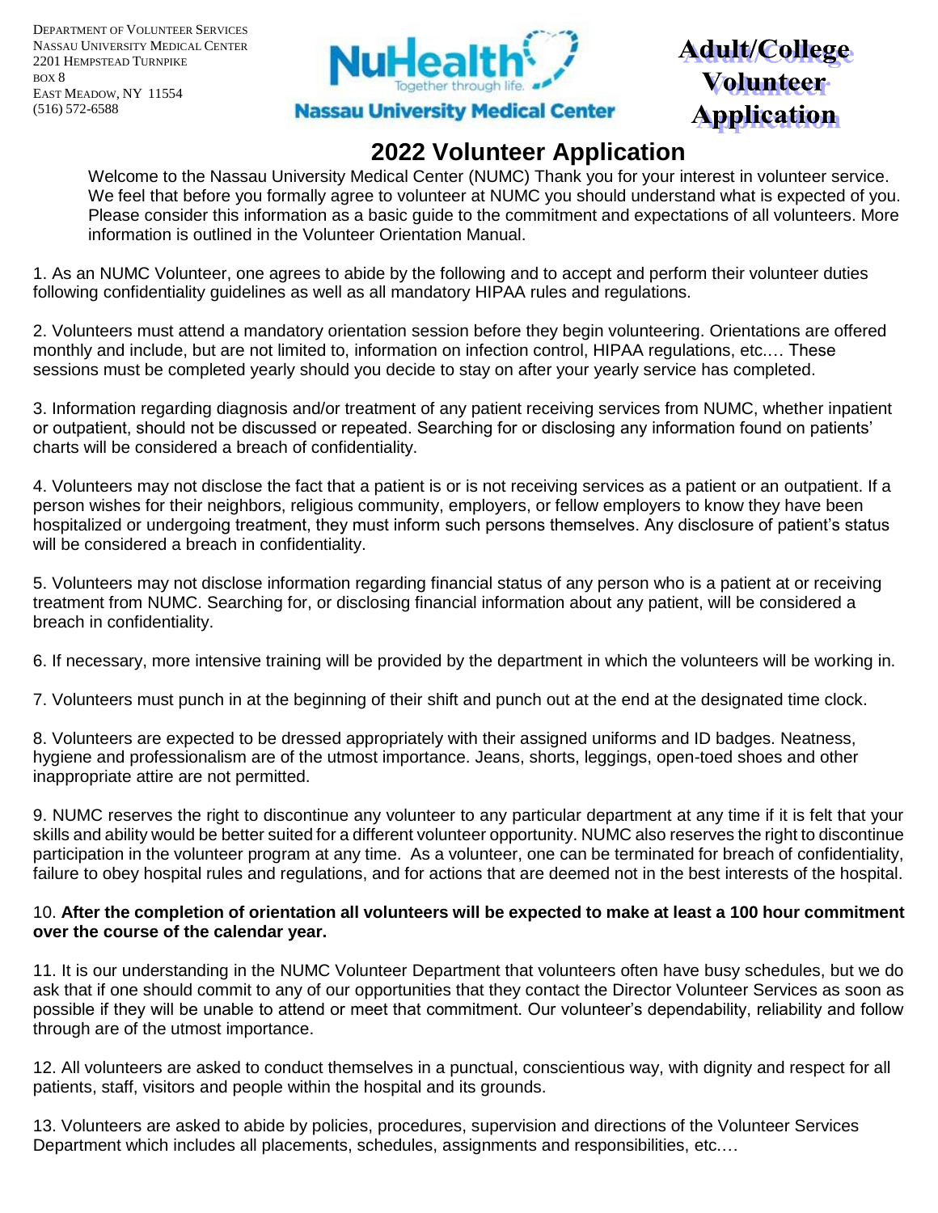DEPARTMENT OF VOLUNTEER SERVICES
NASSAU UNIVERSITY MEDICAL CENTER
2201 HEMPSTEAD TURNPIKE
BOX 8
EAST MEADOW, NY 11554
(516) 572-6588

NuHealth Together through life.
Nassau University Medical Center

**Adult/College Volunteer Application**

# 2022 Volunteer Application

Welcome to the Nassau University Medical Center (NUMC) Thank you for your interest in volunteer service. We feel that before you formally agree to volunteer at NUMC you should understand what is expected of you. Please consider this information as a basic guide to the commitment and expectations of all volunteers. More information is outlined in the Volunteer Orientation Manual.

1. As an NUMC Volunteer, one agrees to abide by the following and to accept and perform their volunteer duties following confidentiality guidelines as well as all mandatory HIPAA rules and regulations.

2. Volunteers must attend a mandatory orientation session before they begin volunteering. Orientations are offered monthly and include, but are not limited to, information on infection control, HIPAA regulations, etc.… These sessions must be completed yearly should you decide to stay on after your yearly service has completed.

3. Information regarding diagnosis and/or treatment of any patient receiving services from NUMC, whether inpatient or outpatient, should not be discussed or repeated. Searching for or disclosing any information found on patients' charts will be considered a breach of confidentiality.

4. Volunteers may not disclose the fact that a patient is or is not receiving services as a patient or an outpatient. If a person wishes for their neighbors, religious community, employers, or fellow employers to know they have been hospitalized or undergoing treatment, they must inform such persons themselves. Any disclosure of patient's status will be considered a breach in confidentiality.

5. Volunteers may not disclose information regarding financial status of any person who is a patient at or receiving treatment from NUMC. Searching for, or disclosing financial information about any patient, will be considered a breach in confidentiality.

6. If necessary, more intensive training will be provided by the department in which the volunteers will be working in.

7. Volunteers must punch in at the beginning of their shift and punch out at the end at the designated time clock.

8. Volunteers are expected to be dressed appropriately with their assigned uniforms and ID badges. Neatness, hygiene and professionalism are of the utmost importance. Jeans, shorts, leggings, open-toed shoes and other inappropriate attire are not permitted.

9. NUMC reserves the right to discontinue any volunteer to any particular department at any time if it is felt that your skills and ability would be better suited for a different volunteer opportunity. NUMC also reserves the right to discontinue participation in the volunteer program at any time. As a volunteer, one can be terminated for breach of confidentiality, failure to obey hospital rules and regulations, and for actions that are deemed not in the best interests of the hospital.

10. **After the completion of orientation all volunteers will be expected to make at least a 100 hour commitment over the course of the calendar year.**

11. It is our understanding in the NUMC Volunteer Department that volunteers often have busy schedules, but we do ask that if one should commit to any of our opportunities that they contact the Director Volunteer Services as soon as possible if they will be unable to attend or meet that commitment. Our volunteer's dependability, reliability and follow through are of the utmost importance.

12. All volunteers are asked to conduct themselves in a punctual, conscientious way, with dignity and respect for all patients, staff, visitors and people within the hospital and its grounds.

13. Volunteers are asked to abide by policies, procedures, supervision and directions of the Volunteer Services Department which includes all placements, schedules, assignments and responsibilities, etc.…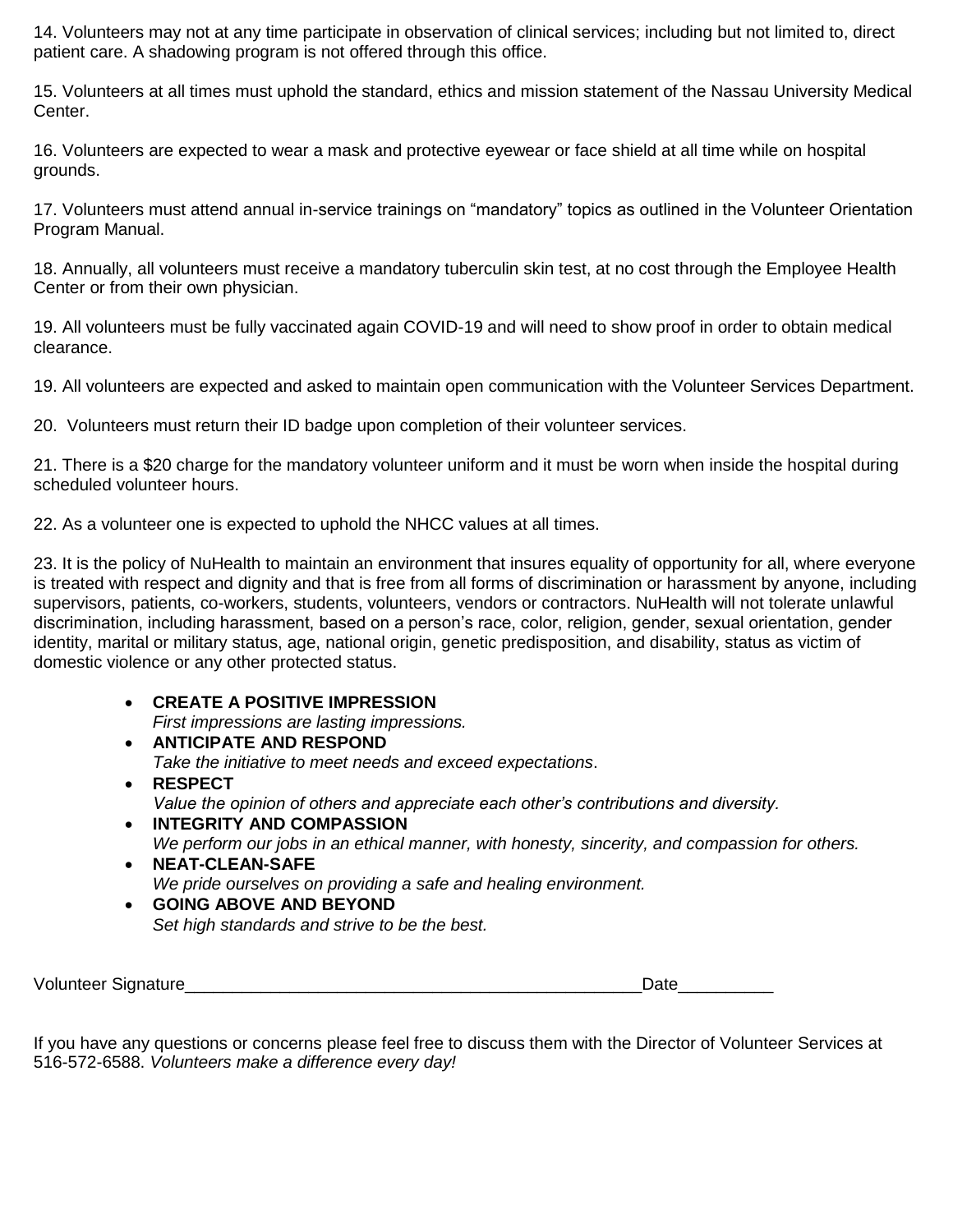14. Volunteers may not at any time participate in observation of clinical services; including but not limited to, direct patient care. A shadowing program is not offered through this office.

15. Volunteers at all times must uphold the standard, ethics and mission statement of the Nassau University Medical Center.

16. Volunteers are expected to wear a mask and protective eyewear or face shield at all time while on hospital grounds.

17. Volunteers must attend annual in-service trainings on "mandatory" topics as outlined in the Volunteer Orientation Program Manual.

18. Annually, all volunteers must receive a mandatory tuberculin skin test, at no cost through the Employee Health Center or from their own physician.

19. All volunteers must be fully vaccinated again COVID-19 and will need to show proof in order to obtain medical clearance.

19. All volunteers are expected and asked to maintain open communication with the Volunteer Services Department.

20. Volunteers must return their ID badge upon completion of their volunteer services.

21. There is a $20 charge for the mandatory volunteer uniform and it must be worn when inside the hospital during scheduled volunteer hours.

22. As a volunteer one is expected to uphold the NHCC values at all times.

23. It is the policy of NuHealth to maintain an environment that insures equality of opportunity for all, where everyone is treated with respect and dignity and that is free from all forms of discrimination or harassment by anyone, including supervisors, patients, co-workers, students, volunteers, vendors or contractors. NuHealth will not tolerate unlawful discrimination, including harassment, based on a person's race, color, religion, gender, sexual orientation, gender identity, marital or military status, age, national origin, genetic predisposition, and disability, status as victim of domestic violence or any other protected status.

- **CREATE A POSITIVE IMPRESSION**
  *First impressions are lasting impressions.*
- **ANTICIPATE AND RESPOND**
  *Take the initiative to meet needs and exceed expectations*.
- **RESPECT**
  *Value the opinion of others and appreciate each other's contributions and diversity.*
- **INTEGRITY AND COMPASSION**
  *We perform our jobs in an ethical manner, with honesty, sincerity, and compassion for others.*
- **NEAT-CLEAN-SAFE**
  *We pride ourselves on providing a safe and healing environment.*
- **GOING ABOVE AND BEYOND**
  *Set high standards and strive to be the best.*

Volunteer Signature__________________________________________________Date__________

If you have any questions or concerns please feel free to discuss them with the Director of Volunteer Services at 516-572-6588. *Volunteers make a difference every day!*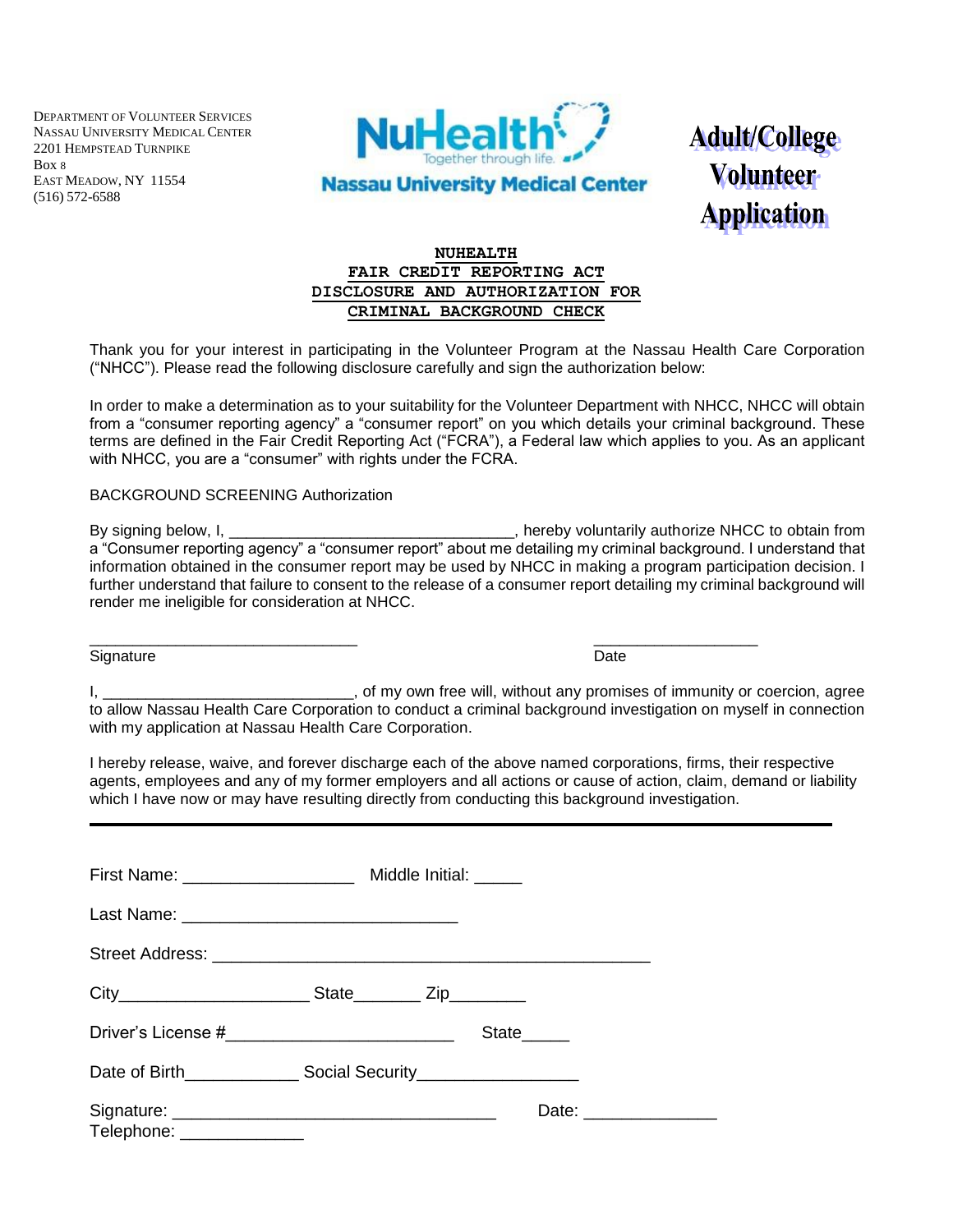DEPARTMENT OF VOLUNTEER SERVICES
NASSAU UNIVERSITY MEDICAL CENTER
2201 HEMPSTEAD TURNPIKE
BOX 8
EAST MEADOW, NY 11554
(516) 572-6588

NuHealth Together through life.
Nassau University Medical Center

**Adult/College Volunteer Application**

## NUHEALTH FAIR CREDIT REPORTING ACT DISCLOSURE AND AUTHORIZATION FOR CRIMINAL BACKGROUND CHECK

Thank you for your interest in participating in the Volunteer Program at the Nassau Health Care Corporation ("NHCC"). Please read the following disclosure carefully and sign the authorization below:

In order to make a determination as to your suitability for the Volunteer Department with NHCC, NHCC will obtain from a "consumer reporting agency" a "consumer report" on you which details your criminal background. These terms are defined in the Fair Credit Reporting Act ("FCRA"), a Federal law which applies to you. As an applicant with NHCC, you are a "consumer" with rights under the FCRA.

BACKGROUND SCREENING Authorization

By signing below, I, ________________________________, hereby voluntarily authorize NHCC to obtain from a "Consumer reporting agency" a "consumer report" about me detailing my criminal background. I understand that information obtained in the consumer report may be used by NHCC in making a program participation decision. I further understand that failure to consent to the release of a consumer report detailing my criminal background will render me ineligible for consideration at NHCC.

______________________________ Signature

__________________ Date

I, ____________________________, of my own free will, without any promises of immunity or coercion, agree to allow Nassau Health Care Corporation to conduct a criminal background investigation on myself in connection with my application at Nassau Health Care Corporation.

I hereby release, waive, and forever discharge each of the above named corporations, firms, their respective agents, employees and any of my former employers and all actions or cause of action, claim, demand or liability which I have now or may have resulting directly from conducting this background investigation.

---

First Name: __________________ Middle Initial: _____

Last Name: _____________________________

Street Address: ______________________________________________

City____________________ State_______ Zip________

Driver's License #________________________ State_____

Date of Birth____________ Social Security_________________

Signature: _________________________________ Date: ______________

Telephone: _____________